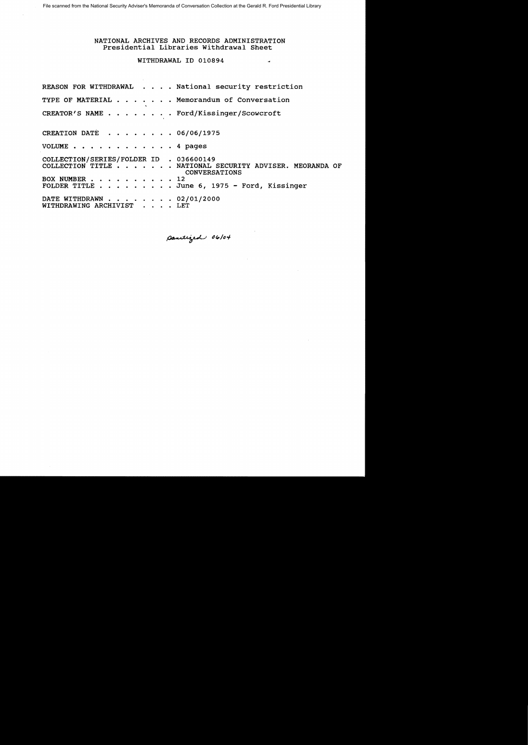File scanned from the National Security Adviser's Memoranda of Conversation Collection at the Gerald R. Ford Presidential Library

NATIONAL ARCHIVES AND RECORDS ADMINISTRATION
Presidential Libraries Withdrawal Sheet

WITHDRAWAL ID 010894

REASON FOR WITHDRAWAL . . . . National security restriction

TYPE OF MATERIAL . . . . . . . Memorandum of Conversation

CREATOR'S NAME . . . . . . . . Ford/Kissinger/Scowcroft

CREATION DATE . . . . . . . . 06/06/1975

VOLUME . . . . . . . . . . . . 4 pages

COLLECTION/SERIES/FOLDER ID . 036600149
COLLECTION TITLE . . . . . . . NATIONAL SECURITY ADVISER. MEORANDA OF CONVERSATIONS
BOX NUMBER . . . . . . . . . . 12
FOLDER TITLE . . . . . . . . . June 6, 1975 - Ford, Kissinger

DATE WITHDRAWN . . . . . . . . 02/01/2000
WITHDRAWING ARCHIVIST . . . . LET

Sanitized 06/04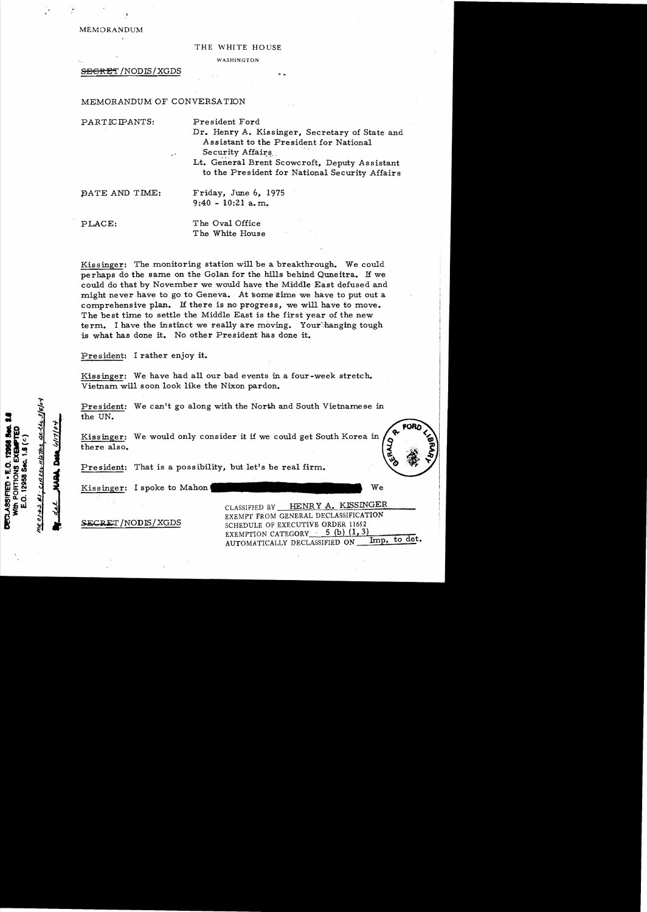MEMORANDUM

THE WHITE HOUSE

WASHINGTON

~~SECRET~~/NODIS/XGDS

MEMORANDUM OF CONVERSATION

PARTICIPANTS: President Ford
Dr. Henry A. Kissinger, Secretary of State and Assistant to the President for National Security Affairs
Lt. General Brent Scowcroft, Deputy Assistant to the President for National Security Affairs

DATE AND TIME: Friday, June 6, 1975
9:40 - 10:21 a.m.

PLACE: The Oval Office
The White House

Kissinger: The monitoring station will be a breakthrough. We could perhaps do the same on the Golan for the hills behind Quneitra. If we could do that by November we would have the Middle East defused and might never have to go to Geneva. At some time we have to put out a comprehensive plan. If there is no progress, we will have to move. The best time to settle the Middle East is the first year of the new term. I have the instinct we really are moving. Your hanging tough is what has done it. No other President has done it.

President: I rather enjoy it.

Kissinger: We have had all our bad events in a four-week stretch. Vietnam will soon look like the Nixon pardon.

President: We can't go along with the North and South Vietnamese in the UN.

Kissinger: We would only consider it if we could get South Korea in there also.

President: That is a possibility, but let's be real firm.

Kissinger: I spoke to Mahon [redacted] We

~~SECRET~~/NODIS/XGDS

CLASSIFIED BY HENRY A. KISSINGER
EXEMPT FROM GENERAL DECLASSIFICATION
SCHEDULE OF EXECUTIVE ORDER 11652
EXEMPTION CATEGORY 5 (b) (1,3)
AUTOMATICALLY DECLASSIFIED ON Imp. to det.

DECLASSIFIED • E.O. 12958 Sec. 3.6
With PORTIONS EXEMPTED
E.O. 12958 Sec. 1.5 (c)
MR 01-43, #1; CIA ltr 11/27/02; OSD ltr 3/8/04
By dal NARA, Date 6/17/04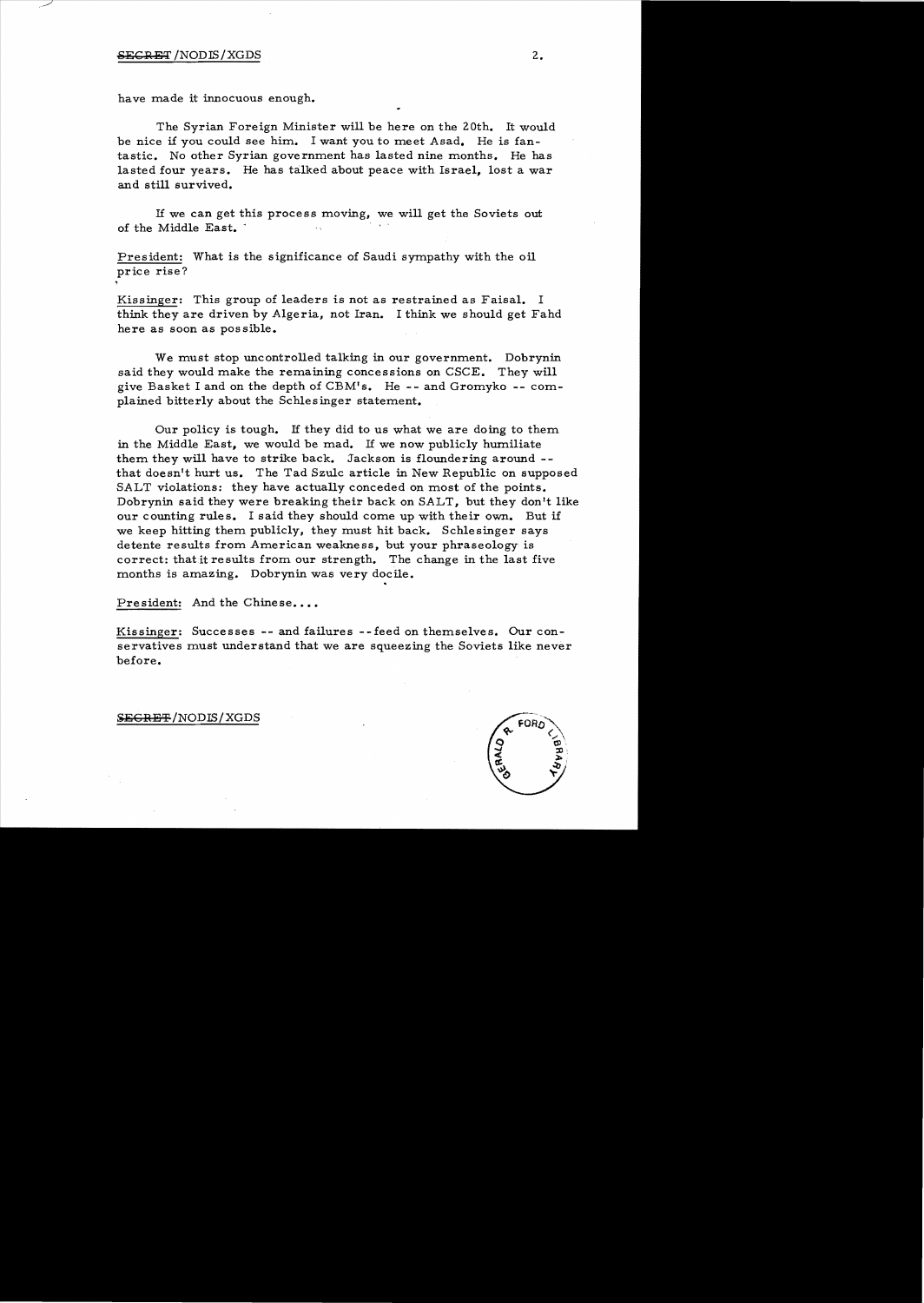have made it innocuous enough.

The Syrian Foreign Minister will be here on the 20th. It would be nice if you could see him. I want you to meet Asad. He is fantastic. No other Syrian government has lasted nine months. He has lasted four years. He has talked about peace with Israel, lost a war and still survived.

If we can get this process moving, we will get the Soviets out of the Middle East.

President: What is the significance of Saudi sympathy with the oil price rise?

Kissinger: This group of leaders is not as restrained as Faisal. I think they are driven by Algeria, not Iran. I think we should get Fahd here as soon as possible.

We must stop uncontrolled talking in our government. Dobrynin said they would make the remaining concessions on CSCE. They will give Basket I and on the depth of CBM's. He -- and Gromyko -- complained bitterly about the Schlesinger statement.

Our policy is tough. If they did to us what we are doing to them in the Middle East, we would be mad. If we now publicly humiliate them they will have to strike back. Jackson is floundering around -- that doesn't hurt us. The Tad Szulc article in New Republic on supposed SALT violations: they have actually conceded on most of the points. Dobrynin said they were breaking their back on SALT, but they don't like our counting rules. I said they should come up with their own. But if we keep hitting them publicly, they must hit back. Schlesinger says detente results from American weakness, but your phraseology is correct: that it results from our strength. The change in the last five months is amazing. Dobrynin was very docile.

President: And the Chinese....

Kissinger: Successes -- and failures -- feed on themselves. Our conservatives must understand that we are squeezing the Soviets like never before.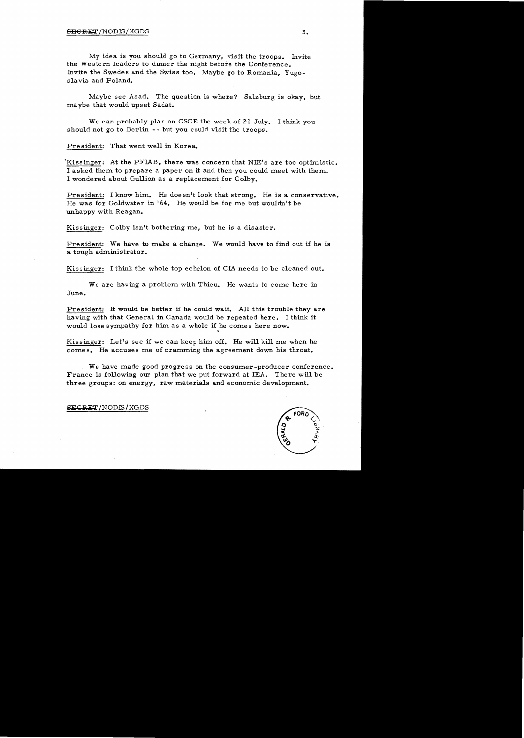My idea is you should go to Germany, visit the troops. Invite the Western leaders to dinner the night before the Conference. Invite the Swedes and the Swiss too. Maybe go to Romania, Yugoslavia and Poland.

Maybe see Asad. The question is where? Salzburg is okay, but maybe that would upset Sadat.

We can probably plan on CSCE the week of 21 July. I think you should not go to Berlin -- but you could visit the troops.

President: That went well in Korea.

Kissinger: At the PFIAB, there was concern that NIE's are too optimistic. I asked them to prepare a paper on it and then you could meet with them. I wondered about Gullion as a replacement for Colby.

President: I know him. He doesn't look that strong. He is a conservative. He was for Goldwater in '64. He would be for me but wouldn't be unhappy with Reagan.

Kissinger: Colby isn't bothering me, but he is a disaster.

President: We have to make a change. We would have to find out if he is a tough administrator.

Kissinger: I think the whole top echelon of CIA needs to be cleaned out.

We are having a problem with Thieu. He wants to come here in June.

President: It would be better if he could wait. All this trouble they are having with that General in Canada would be repeated here. I think it would lose sympathy for him as a whole if he comes here now.

Kissinger: Let's see if we can keep him off. He will kill me when he comes. He accuses me of cramming the agreement down his throat.

We have made good progress on the consumer-producer conference. France is following our plan that we put forward at IEA. There will be three groups: on energy, raw materials and economic development.

SECRET/NODIS/XGDS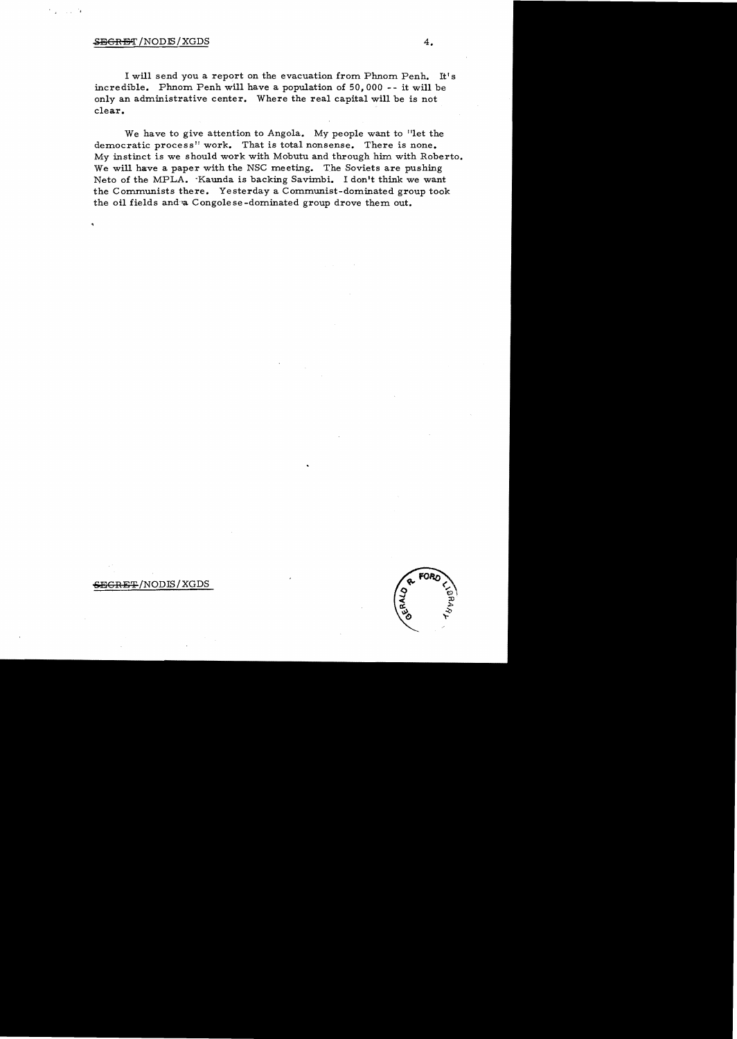I will send you a report on the evacuation from Phnom Penh. It's incredible. Phnom Penh will have a population of 50,000 -- it will be only an administrative center. Where the real capital will be is not clear.

We have to give attention to Angola. My people want to "let the democratic process" work. That is total nonsense. There is none. My instinct is we should work with Mobutu and through him with Roberto. We will have a paper with the NSC meeting. The Soviets are pushing Neto of the MPLA. Kaunda is backing Savimbi. I don't think we want the Communists there. Yesterday a Communist-dominated group took the oil fields and a Congolese-dominated group drove them out.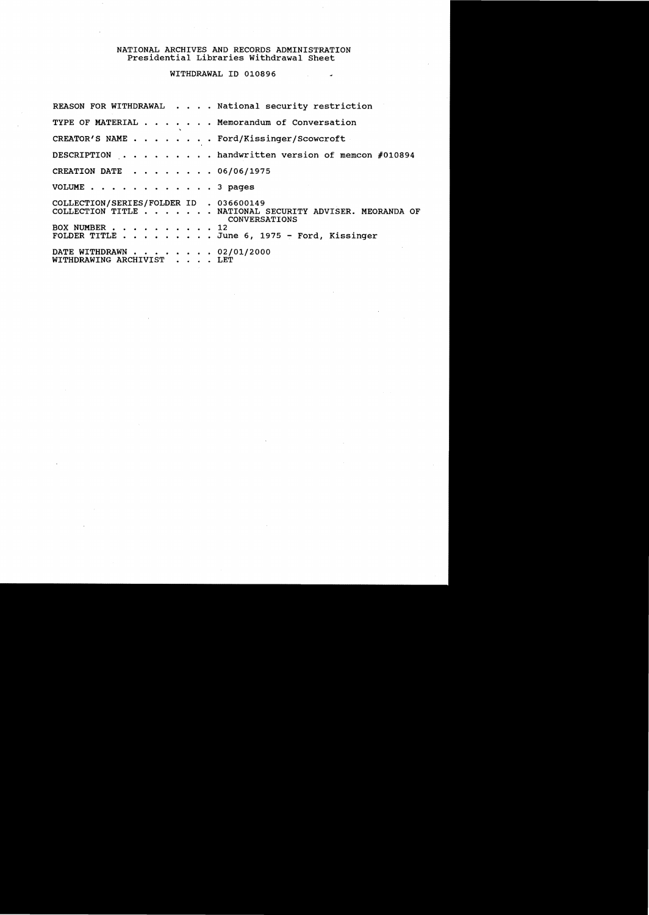NATIONAL ARCHIVES AND RECORDS ADMINISTRATION
Presidential Libraries Withdrawal Sheet

WITHDRAWAL ID 010896

| | |
|---|---|
| REASON FOR WITHDRAWAL . . . . | National security restriction |
| TYPE OF MATERIAL . . . . . . . | Memorandum of Conversation |
| CREATOR'S NAME . . . . . . . . | Ford/Kissinger/Scowcroft |
| DESCRIPTION . . . . . . . . . | handwritten version of memcon #010894 |
| CREATION DATE . . . . . . . . | 06/06/1975 |
| VOLUME . . . . . . . . . . . . | 3 pages |
| COLLECTION/SERIES/FOLDER ID . | 036600149 |
| COLLECTION TITLE . . . . . . . | NATIONAL SECURITY ADVISER. MEORANDA OF CONVERSATIONS |
| BOX NUMBER . . . . . . . . . . | 12 |
| FOLDER TITLE . . . . . . . . . | June 6, 1975 - Ford, Kissinger |
| DATE WITHDRAWN . . . . . . . . | 02/01/2000 |
| WITHDRAWING ARCHIVIST . . . . | LET |